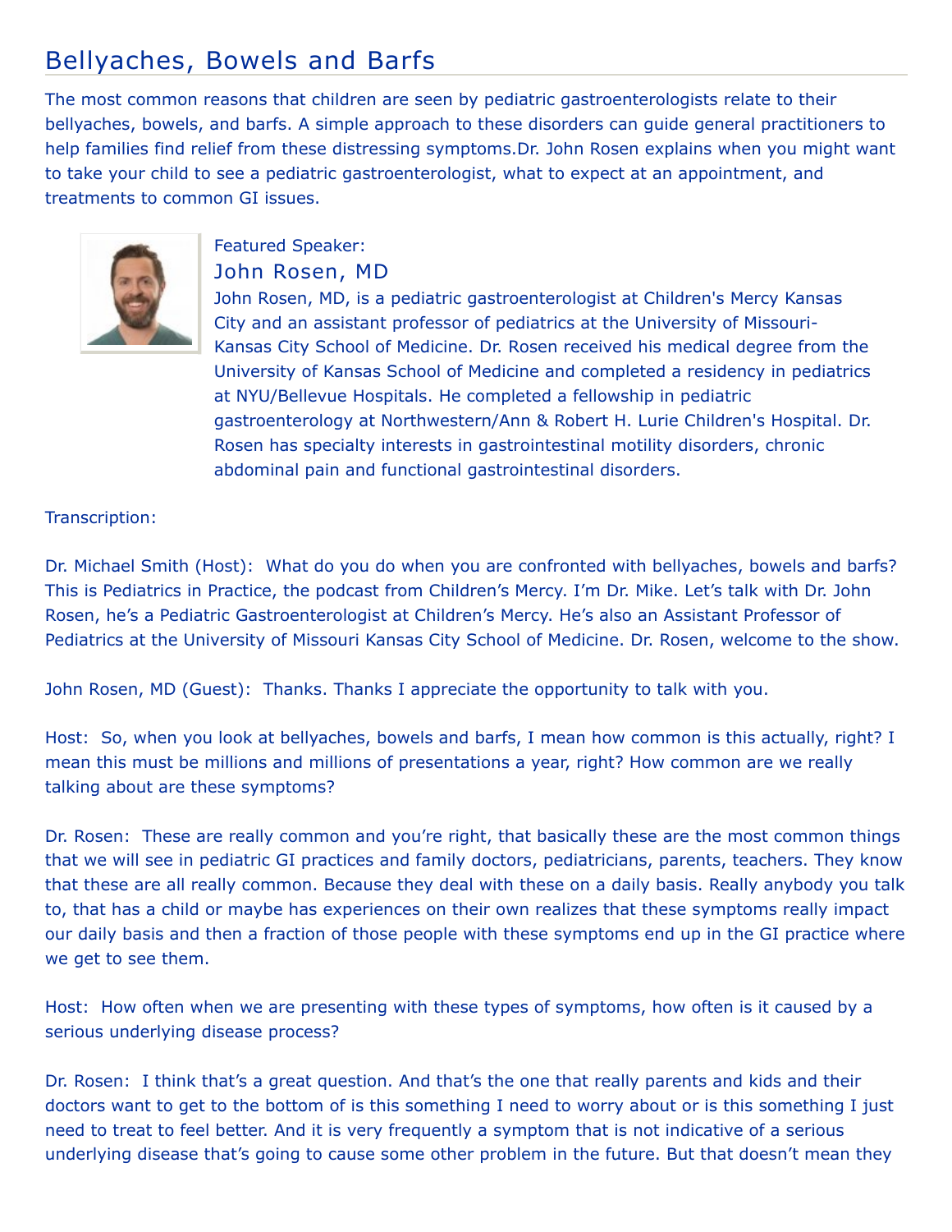# Bellyaches, Bowels and Barfs

The most common reasons that children are seen by pediatric gastroenterologists relate to their bellyaches, bowels, and barfs. A simple approach to these disorders can guide general practitioners to help families find relief from these distressing symptoms.Dr. John Rosen explains when you might want to take your child to see a pediatric gastroenterologist, what to expect at an appointment, and treatments to common GI issues.

Featured Speaker:

## John Rosen, MD

John Rosen, MD, is a pediatric gastroenterologist at Children's Mercy Kansas City and an assistant professor of pediatrics at the University of Missouri-Kansas City School of Medicine. Dr. Rosen received his medical degree from the University of Kansas School of Medicine and completed a residency in pediatrics at NYU/Bellevue Hospitals. He completed a fellowship in pediatric gastroenterology at Northwestern/Ann & Robert H. Lurie Children's Hospital. Dr. Rosen has specialty interests in gastrointestinal motility disorders, chronic abdominal pain and functional gastrointestinal disorders.

Transcription:

Dr. Michael Smith (Host): What do you do when you are confronted with bellyaches, bowels and barfs? This is Pediatrics in Practice, the podcast from Children's Mercy. I'm Dr. Mike. Let's talk with Dr. John Rosen, he's a Pediatric Gastroenterologist at Children's Mercy. He's also an Assistant Professor of Pediatrics at the University of Missouri Kansas City School of Medicine. Dr. Rosen, welcome to the show.

John Rosen, MD (Guest): Thanks. Thanks I appreciate the opportunity to talk with you.

Host: So, when you look at bellyaches, bowels and barfs, I mean how common is this actually, right? I mean this must be millions and millions of presentations a year, right? How common are we really talking about are these symptoms?

Dr. Rosen: These are really common and you're right, that basically these are the most common things that we will see in pediatric GI practices and family doctors, pediatricians, parents, teachers. They know that these are all really common. Because they deal with these on a daily basis. Really anybody you talk to, that has a child or maybe has experiences on their own realizes that these symptoms really impact our daily basis and then a fraction of those people with these symptoms end up in the GI practice where we get to see them.

Host: How often when we are presenting with these types of symptoms, how often is it caused by a serious underlying disease process?

Dr. Rosen: I think that's a great question. And that's the one that really parents and kids and their doctors want to get to the bottom of is this something I need to worry about or is this something I just need to treat to feel better. And it is very frequently a symptom that is not indicative of a serious underlying disease that's going to cause some other problem in the future. But that doesn't mean they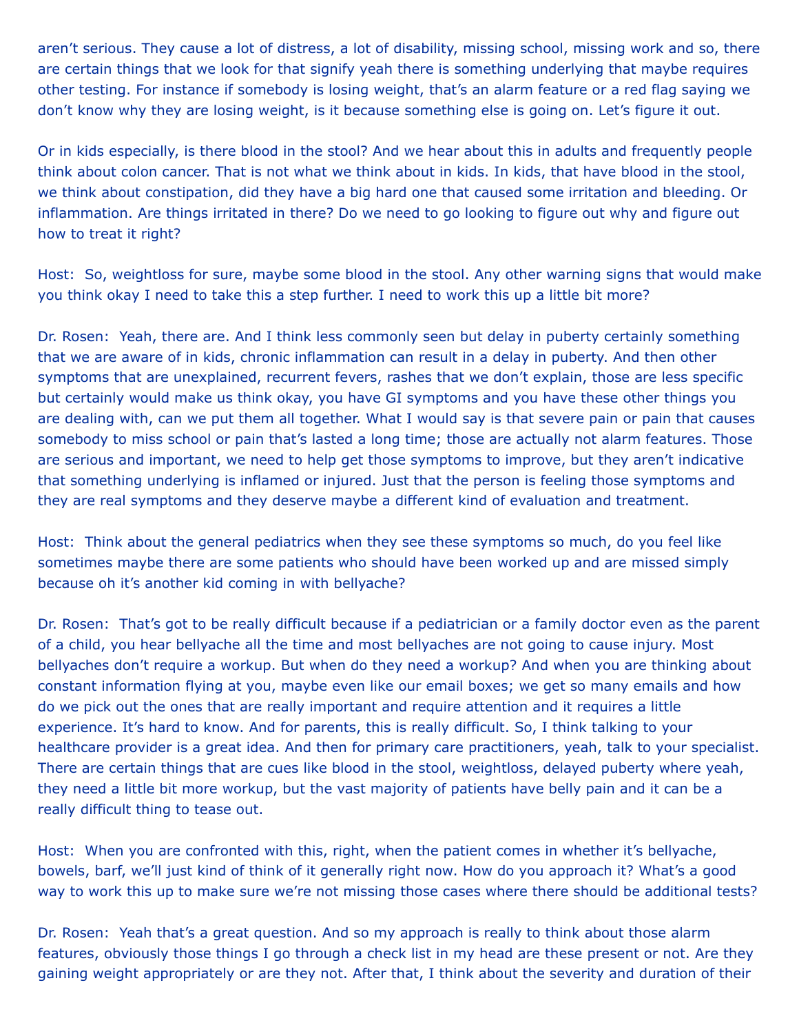aren't serious. They cause a lot of distress, a lot of disability, missing school, missing work and so, there are certain things that we look for that signify yeah there is something underlying that maybe requires other testing. For instance if somebody is losing weight, that's an alarm feature or a red flag saying we don't know why they are losing weight, is it because something else is going on. Let's figure it out.

Or in kids especially, is there blood in the stool? And we hear about this in adults and frequently people think about colon cancer. That is not what we think about in kids. In kids, that have blood in the stool, we think about constipation, did they have a big hard one that caused some irritation and bleeding. Or inflammation. Are things irritated in there? Do we need to go looking to figure out why and figure out how to treat it right?

Host: So, weightloss for sure, maybe some blood in the stool. Any other warning signs that would make you think okay I need to take this a step further. I need to work this up a little bit more?

Dr. Rosen: Yeah, there are. And I think less commonly seen but delay in puberty certainly something that we are aware of in kids, chronic inflammation can result in a delay in puberty. And then other symptoms that are unexplained, recurrent fevers, rashes that we don't explain, those are less specific but certainly would make us think okay, you have GI symptoms and you have these other things you are dealing with, can we put them all together. What I would say is that severe pain or pain that causes somebody to miss school or pain that's lasted a long time; those are actually not alarm features. Those are serious and important, we need to help get those symptoms to improve, but they aren't indicative that something underlying is inflamed or injured. Just that the person is feeling those symptoms and they are real symptoms and they deserve maybe a different kind of evaluation and treatment.

Host: Think about the general pediatrics when they see these symptoms so much, do you feel like sometimes maybe there are some patients who should have been worked up and are missed simply because oh it's another kid coming in with bellyache?

Dr. Rosen: That's got to be really difficult because if a pediatrician or a family doctor even as the parent of a child, you hear bellyache all the time and most bellyaches are not going to cause injury. Most bellyaches don't require a workup. But when do they need a workup? And when you are thinking about constant information flying at you, maybe even like our email boxes; we get so many emails and how do we pick out the ones that are really important and require attention and it requires a little experience. It's hard to know. And for parents, this is really difficult. So, I think talking to your healthcare provider is a great idea. And then for primary care practitioners, yeah, talk to your specialist. There are certain things that are cues like blood in the stool, weightloss, delayed puberty where yeah, they need a little bit more workup, but the vast majority of patients have belly pain and it can be a really difficult thing to tease out.

Host: When you are confronted with this, right, when the patient comes in whether it's bellyache, bowels, barf, we'll just kind of think of it generally right now. How do you approach it? What's a good way to work this up to make sure we're not missing those cases where there should be additional tests?

Dr. Rosen: Yeah that's a great question. And so my approach is really to think about those alarm features, obviously those things I go through a check list in my head are these present or not. Are they gaining weight appropriately or are they not. After that, I think about the severity and duration of their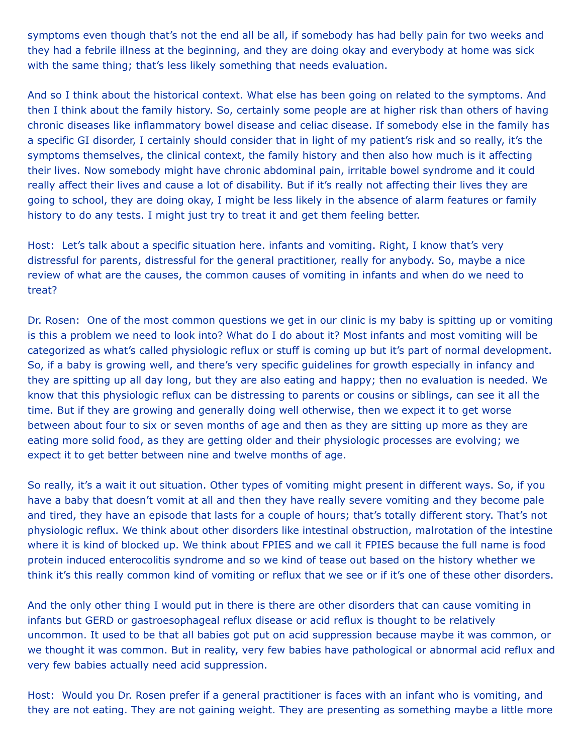symptoms even though that's not the end all be all, if somebody has had belly pain for two weeks and they had a febrile illness at the beginning, and they are doing okay and everybody at home was sick with the same thing; that's less likely something that needs evaluation.

And so I think about the historical context. What else has been going on related to the symptoms. And then I think about the family history. So, certainly some people are at higher risk than others of having chronic diseases like inflammatory bowel disease and celiac disease. If somebody else in the family has a specific GI disorder, I certainly should consider that in light of my patient's risk and so really, it's the symptoms themselves, the clinical context, the family history and then also how much is it affecting their lives. Now somebody might have chronic abdominal pain, irritable bowel syndrome and it could really affect their lives and cause a lot of disability. But if it's really not affecting their lives they are going to school, they are doing okay, I might be less likely in the absence of alarm features or family history to do any tests. I might just try to treat it and get them feeling better.

Host: Let's talk about a specific situation here. infants and vomiting. Right, I know that's very distressful for parents, distressful for the general practitioner, really for anybody. So, maybe a nice review of what are the causes, the common causes of vomiting in infants and when do we need to treat?

Dr. Rosen: One of the most common questions we get in our clinic is my baby is spitting up or vomiting is this a problem we need to look into? What do I do about it? Most infants and most vomiting will be categorized as what's called physiologic reflux or stuff is coming up but it's part of normal development. So, if a baby is growing well, and there's very specific guidelines for growth especially in infancy and they are spitting up all day long, but they are also eating and happy; then no evaluation is needed. We know that this physiologic reflux can be distressing to parents or cousins or siblings, can see it all the time. But if they are growing and generally doing well otherwise, then we expect it to get worse between about four to six or seven months of age and then as they are sitting up more as they are eating more solid food, as they are getting older and their physiologic processes are evolving; we expect it to get better between nine and twelve months of age.

So really, it's a wait it out situation. Other types of vomiting might present in different ways. So, if you have a baby that doesn't vomit at all and then they have really severe vomiting and they become pale and tired, they have an episode that lasts for a couple of hours; that's totally different story. That's not physiologic reflux. We think about other disorders like intestinal obstruction, malrotation of the intestine where it is kind of blocked up. We think about FPIES and we call it FPIES because the full name is food protein induced enterocolitis syndrome and so we kind of tease out based on the history whether we think it's this really common kind of vomiting or reflux that we see or if it's one of these other disorders.

And the only other thing I would put in there is there are other disorders that can cause vomiting in infants but GERD or gastroesophageal reflux disease or acid reflux is thought to be relatively uncommon. It used to be that all babies got put on acid suppression because maybe it was common, or we thought it was common. But in reality, very few babies have pathological or abnormal acid reflux and very few babies actually need acid suppression.

Host: Would you Dr. Rosen prefer if a general practitioner is faces with an infant who is vomiting, and they are not eating. They are not gaining weight. They are presenting as something maybe a little more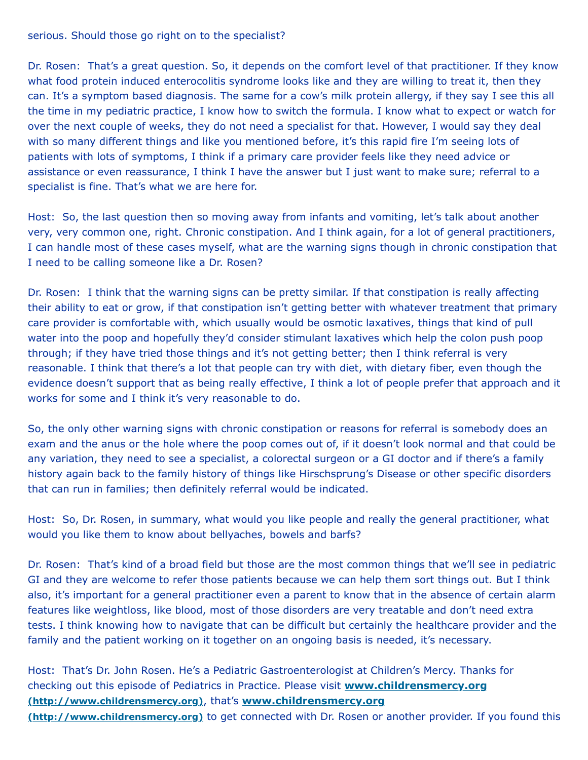serious. Should those go right on to the specialist?

Dr. Rosen: That's a great question. So, it depends on the comfort level of that practitioner. If they know what food protein induced enterocolitis syndrome looks like and they are willing to treat it, then they can. It's a symptom based diagnosis. The same for a cow's milk protein allergy, if they say I see this all the time in my pediatric practice, I know how to switch the formula. I know what to expect or watch for over the next couple of weeks, they do not need a specialist for that. However, I would say they deal with so many different things and like you mentioned before, it's this rapid fire I'm seeing lots of patients with lots of symptoms, I think if a primary care provider feels like they need advice or assistance or even reassurance, I think I have the answer but I just want to make sure; referral to a specialist is fine. That's what we are here for.

Host: So, the last question then so moving away from infants and vomiting, let's talk about another very, very common one, right. Chronic constipation. And I think again, for a lot of general practitioners, I can handle most of these cases myself, what are the warning signs though in chronic constipation that I need to be calling someone like a Dr. Rosen?

Dr. Rosen: I think that the warning signs can be pretty similar. If that constipation is really affecting their ability to eat or grow, if that constipation isn't getting better with whatever treatment that primary care provider is comfortable with, which usually would be osmotic laxatives, things that kind of pull water into the poop and hopefully they'd consider stimulant laxatives which help the colon push poop through; if they have tried those things and it's not getting better; then I think referral is very reasonable. I think that there's a lot that people can try with diet, with dietary fiber, even though the evidence doesn't support that as being really effective, I think a lot of people prefer that approach and it works for some and I think it's very reasonable to do.

So, the only other warning signs with chronic constipation or reasons for referral is somebody does an exam and the anus or the hole where the poop comes out of, if it doesn't look normal and that could be any variation, they need to see a specialist, a colorectal surgeon or a GI doctor and if there's a family history again back to the family history of things like Hirschsprung's Disease or other specific disorders that can run in families; then definitely referral would be indicated.

Host: So, Dr. Rosen, in summary, what would you like people and really the general practitioner, what would you like them to know about bellyaches, bowels and barfs?

Dr. Rosen: That's kind of a broad field but those are the most common things that we'll see in pediatric GI and they are welcome to refer those patients because we can help them sort things out. But I think also, it's important for a general practitioner even a parent to know that in the absence of certain alarm features like weightloss, like blood, most of those disorders are very treatable and don't need extra tests. I think knowing how to navigate that can be difficult but certainly the healthcare provider and the family and the patient working on it together on an ongoing basis is needed, it's necessary.

Host: That's Dr. John Rosen. He's a Pediatric Gastroenterologist at Children's Mercy. Thanks for checking out this episode of Pediatrics in Practice. Please visit **www.childrensmercy.org (http://www.childrensmercy.org)**, that's **www.childrensmercy.org (http://www.childrensmercy.org)** to get connected with Dr. Rosen or another provider. If you found this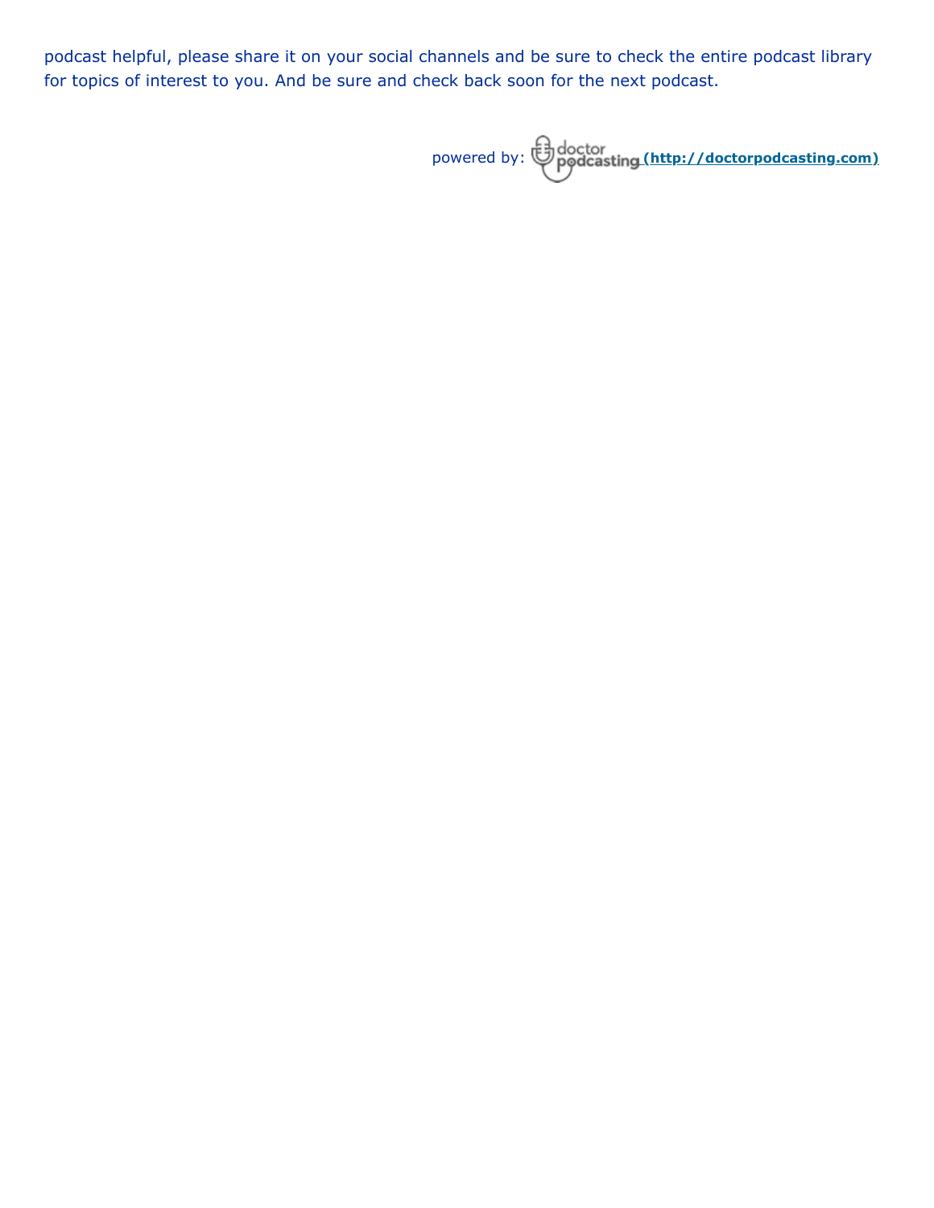podcast helpful, please share it on your social channels and be sure to check the entire podcast library for topics of interest to you. And be sure and check back soon for the next podcast.

powered by: doctor podcasting [(http://doctorpodcasting.com)](http://doctorpodcasting.com)